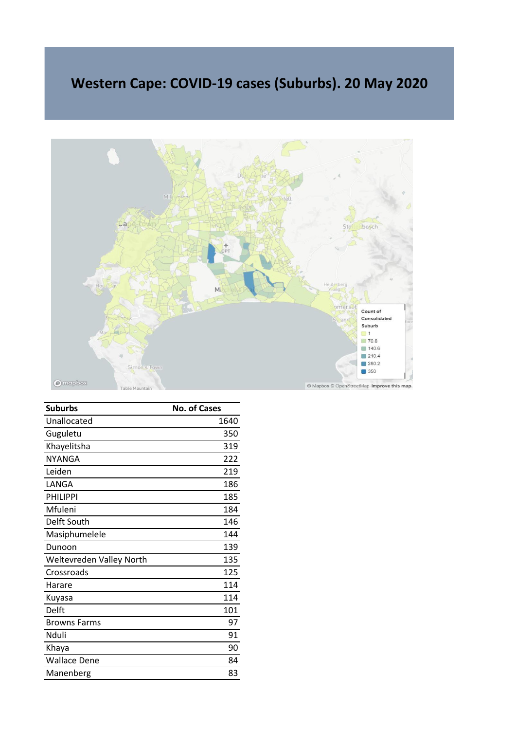# Western Cape: COVID-19 cases (Suburbs). 20 May 2020

| Suburbs | No. of Cases |
| --- | --- |
| Unallocated | 1640 |
| Guguletu | 350 |
| Khayelitsha | 319 |
| NYANGA | 222 |
| Leiden | 219 |
| LANGA | 186 |
| PHILIPPI | 185 |
| Mfuleni | 184 |
| Delft South | 146 |
| Masiphumelele | 144 |
| Dunoon | 139 |
| Weltevreden Valley North | 135 |
| Crossroads | 125 |
| Harare | 114 |
| Kuyasa | 114 |
| Delft | 101 |
| Browns Farms | 97 |
| Nduli | 91 |
| Khaya | 90 |
| Wallace Dene | 84 |
| Manenberg | 83 |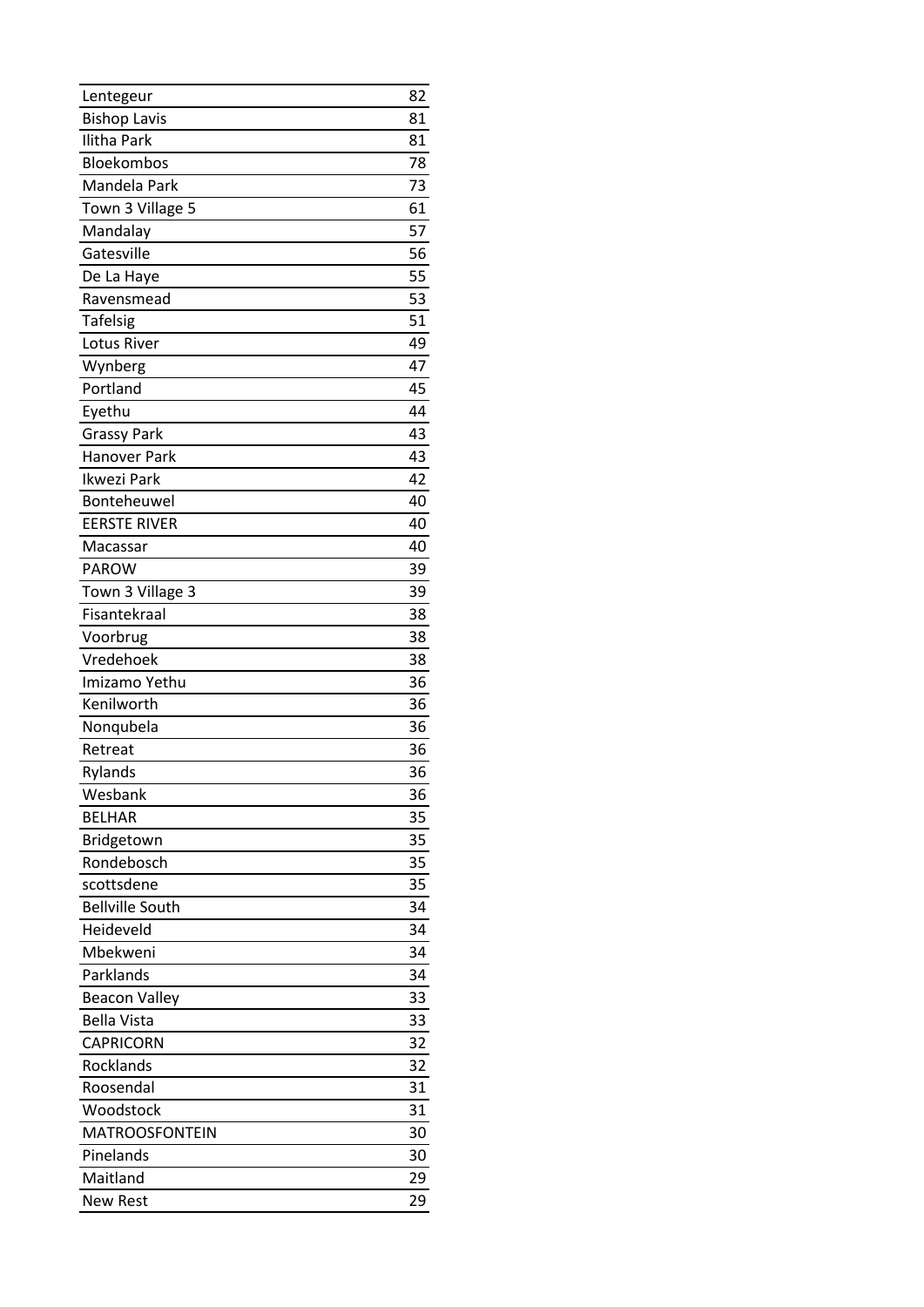| | |
|---|---|
| Lentegeur | 82 |
| Bishop Lavis | 81 |
| Ilitha Park | 81 |
| Bloekombos | 78 |
| Mandela Park | 73 |
| Town 3 Village 5 | 61 |
| Mandalay | 57 |
| Gatesville | 56 |
| De La Haye | 55 |
| Ravensmead | 53 |
| Tafelsig | 51 |
| Lotus River | 49 |
| Wynberg | 47 |
| Portland | 45 |
| Eyethu | 44 |
| Grassy Park | 43 |
| Hanover Park | 43 |
| Ikwezi Park | 42 |
| Bonteheuwel | 40 |
| EERSTE RIVER | 40 |
| Macassar | 40 |
| PAROW | 39 |
| Town 3 Village 3 | 39 |
| Fisantekraal | 38 |
| Voorbrug | 38 |
| Vredehoek | 38 |
| Imizamo Yethu | 36 |
| Kenilworth | 36 |
| Nonqubela | 36 |
| Retreat | 36 |
| Rylands | 36 |
| Wesbank | 36 |
| BELHAR | 35 |
| Bridgetown | 35 |
| Rondebosch | 35 |
| scottsdene | 35 |
| Bellville South | 34 |
| Heideveld | 34 |
| Mbekweni | 34 |
| Parklands | 34 |
| Beacon Valley | 33 |
| Bella Vista | 33 |
| CAPRICORN | 32 |
| Rocklands | 32 |
| Roosendal | 31 |
| Woodstock | 31 |
| MATROOSFONTEIN | 30 |
| Pinelands | 30 |
| Maitland | 29 |
| New Rest | 29 |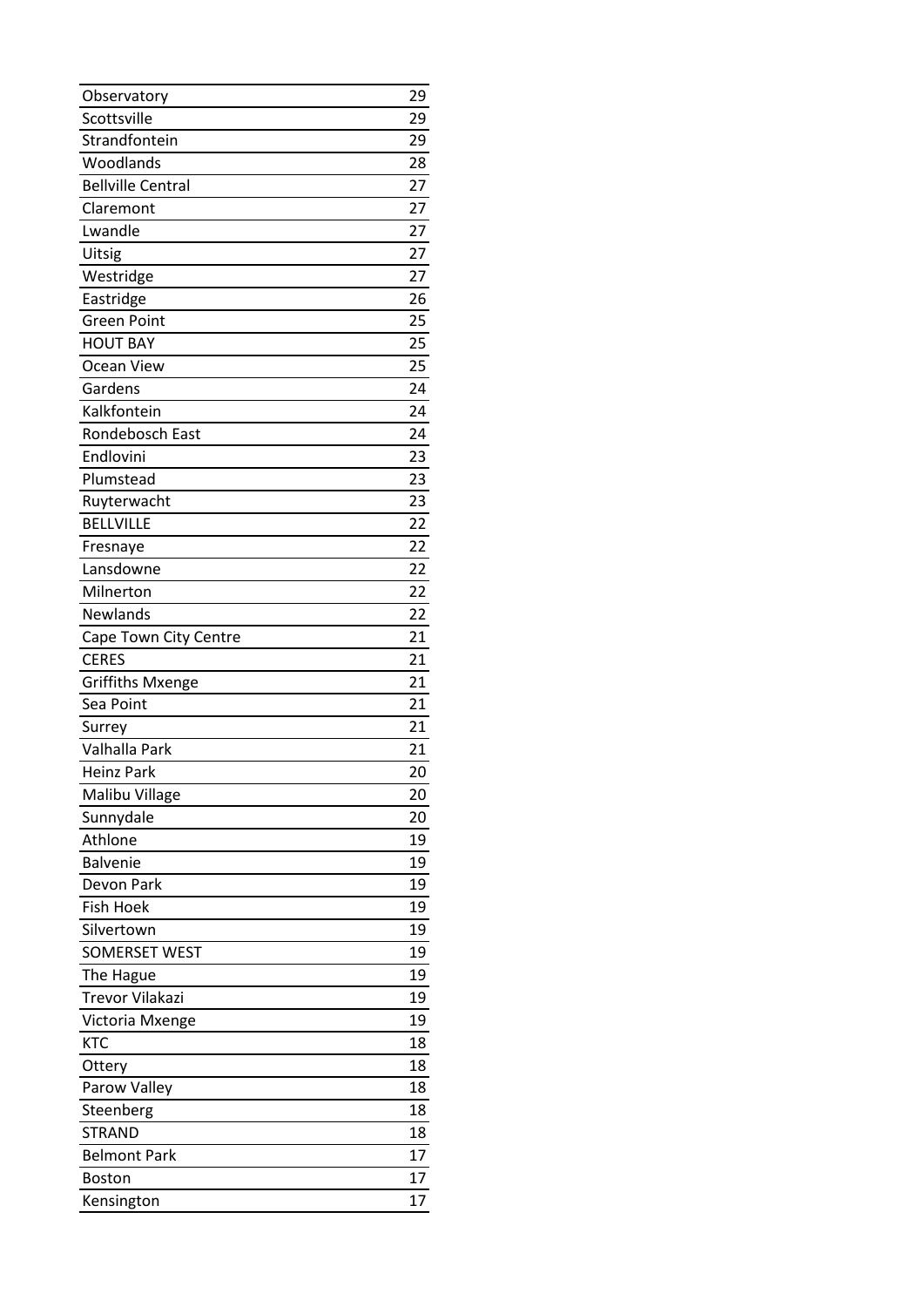| | |
|---|---|
| Observatory | 29 |
| Scottsville | 29 |
| Strandfontein | 29 |
| Woodlands | 28 |
| Bellville Central | 27 |
| Claremont | 27 |
| Lwandle | 27 |
| Uitsig | 27 |
| Westridge | 27 |
| Eastridge | 26 |
| Green Point | 25 |
| HOUT BAY | 25 |
| Ocean View | 25 |
| Gardens | 24 |
| Kalkfontein | 24 |
| Rondebosch East | 24 |
| Endlovini | 23 |
| Plumstead | 23 |
| Ruyterwacht | 23 |
| BELLVILLE | 22 |
| Fresnaye | 22 |
| Lansdowne | 22 |
| Milnerton | 22 |
| Newlands | 22 |
| Cape Town City Centre | 21 |
| CERES | 21 |
| Griffiths Mxenge | 21 |
| Sea Point | 21 |
| Surrey | 21 |
| Valhalla Park | 21 |
| Heinz Park | 20 |
| Malibu Village | 20 |
| Sunnydale | 20 |
| Athlone | 19 |
| Balvenie | 19 |
| Devon Park | 19 |
| Fish Hoek | 19 |
| Silvertown | 19 |
| SOMERSET WEST | 19 |
| The Hague | 19 |
| Trevor Vilakazi | 19 |
| Victoria Mxenge | 19 |
| KTC | 18 |
| Ottery | 18 |
| Parow Valley | 18 |
| Steenberg | 18 |
| STRAND | 18 |
| Belmont Park | 17 |
| Boston | 17 |
| Kensington | 17 |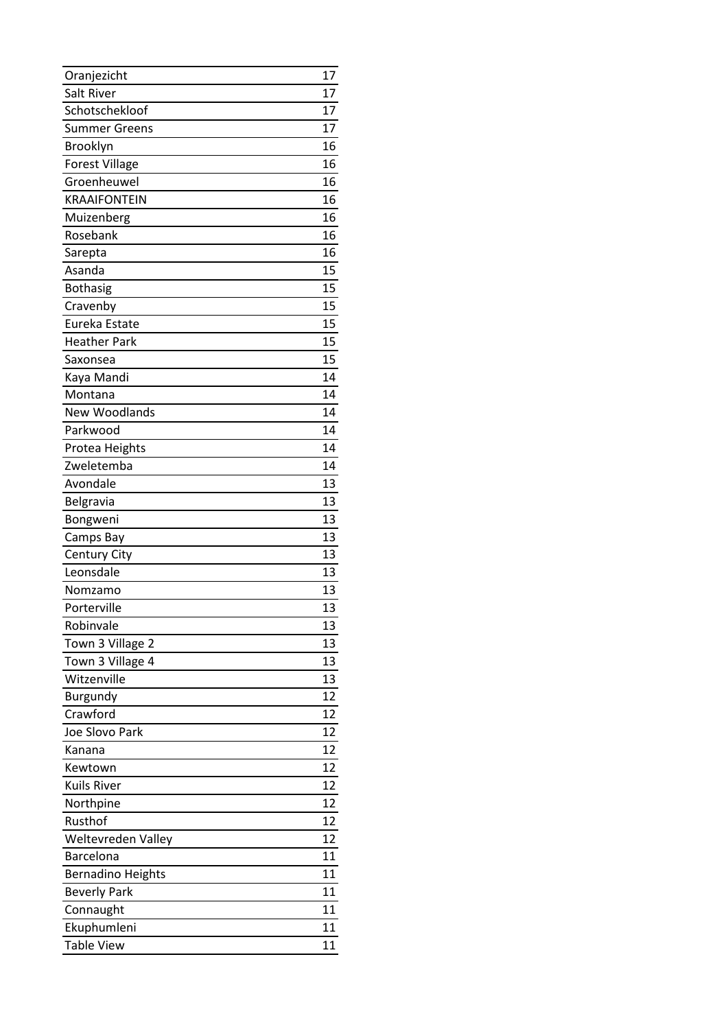| | |
|---|---|
| Oranjezicht | 17 |
| Salt River | 17 |
| Schotschekloof | 17 |
| Summer Greens | 17 |
| Brooklyn | 16 |
| Forest Village | 16 |
| Groenheuwel | 16 |
| KRAAIFONTEIN | 16 |
| Muizenberg | 16 |
| Rosebank | 16 |
| Sarepta | 16 |
| Asanda | 15 |
| Bothasig | 15 |
| Cravenby | 15 |
| Eureka Estate | 15 |
| Heather Park | 15 |
| Saxonsea | 15 |
| Kaya Mandi | 14 |
| Montana | 14 |
| New Woodlands | 14 |
| Parkwood | 14 |
| Protea Heights | 14 |
| Zweletemba | 14 |
| Avondale | 13 |
| Belgravia | 13 |
| Bongweni | 13 |
| Camps Bay | 13 |
| Century City | 13 |
| Leonsdale | 13 |
| Nomzamo | 13 |
| Porterville | 13 |
| Robinvale | 13 |
| Town 3 Village 2 | 13 |
| Town 3 Village 4 | 13 |
| Witzenville | 13 |
| Burgundy | 12 |
| Crawford | 12 |
| Joe Slovo Park | 12 |
| Kanana | 12 |
| Kewtown | 12 |
| Kuils River | 12 |
| Northpine | 12 |
| Rusthof | 12 |
| Weltevreden Valley | 12 |
| Barcelona | 11 |
| Bernadino Heights | 11 |
| Beverly Park | 11 |
| Connaught | 11 |
| Ekuphumleni | 11 |
| Table View | 11 |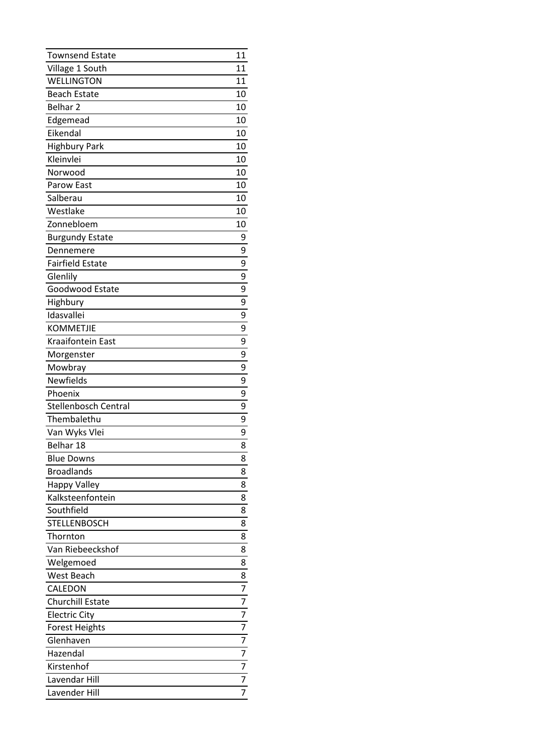| | |
|---|---|
| Townsend Estate | 11 |
| Village 1 South | 11 |
| WELLINGTON | 11 |
| Beach Estate | 10 |
| Belhar 2 | 10 |
| Edgemead | 10 |
| Eikendal | 10 |
| Highbury Park | 10 |
| Kleinvlei | 10 |
| Norwood | 10 |
| Parow East | 10 |
| Salberau | 10 |
| Westlake | 10 |
| Zonnebloem | 10 |
| Burgundy Estate | 9 |
| Dennemere | 9 |
| Fairfield Estate | 9 |
| Glenlily | 9 |
| Goodwood Estate | 9 |
| Highbury | 9 |
| Idasvallei | 9 |
| KOMMETJIE | 9 |
| Kraaifontein East | 9 |
| Morgenster | 9 |
| Mowbray | 9 |
| Newfields | 9 |
| Phoenix | 9 |
| Stellenbosch Central | 9 |
| Thembalethu | 9 |
| Van Wyks Vlei | 9 |
| Belhar 18 | 8 |
| Blue Downs | 8 |
| Broadlands | 8 |
| Happy Valley | 8 |
| Kalksteenfontein | 8 |
| Southfield | 8 |
| STELLENBOSCH | 8 |
| Thornton | 8 |
| Van Riebeeckshof | 8 |
| Welgemoed | 8 |
| West Beach | 8 |
| CALEDON | 7 |
| Churchill Estate | 7 |
| Electric City | 7 |
| Forest Heights | 7 |
| Glenhaven | 7 |
| Hazendal | 7 |
| Kirstenhof | 7 |
| Lavendar Hill | 7 |
| Lavender Hill | 7 |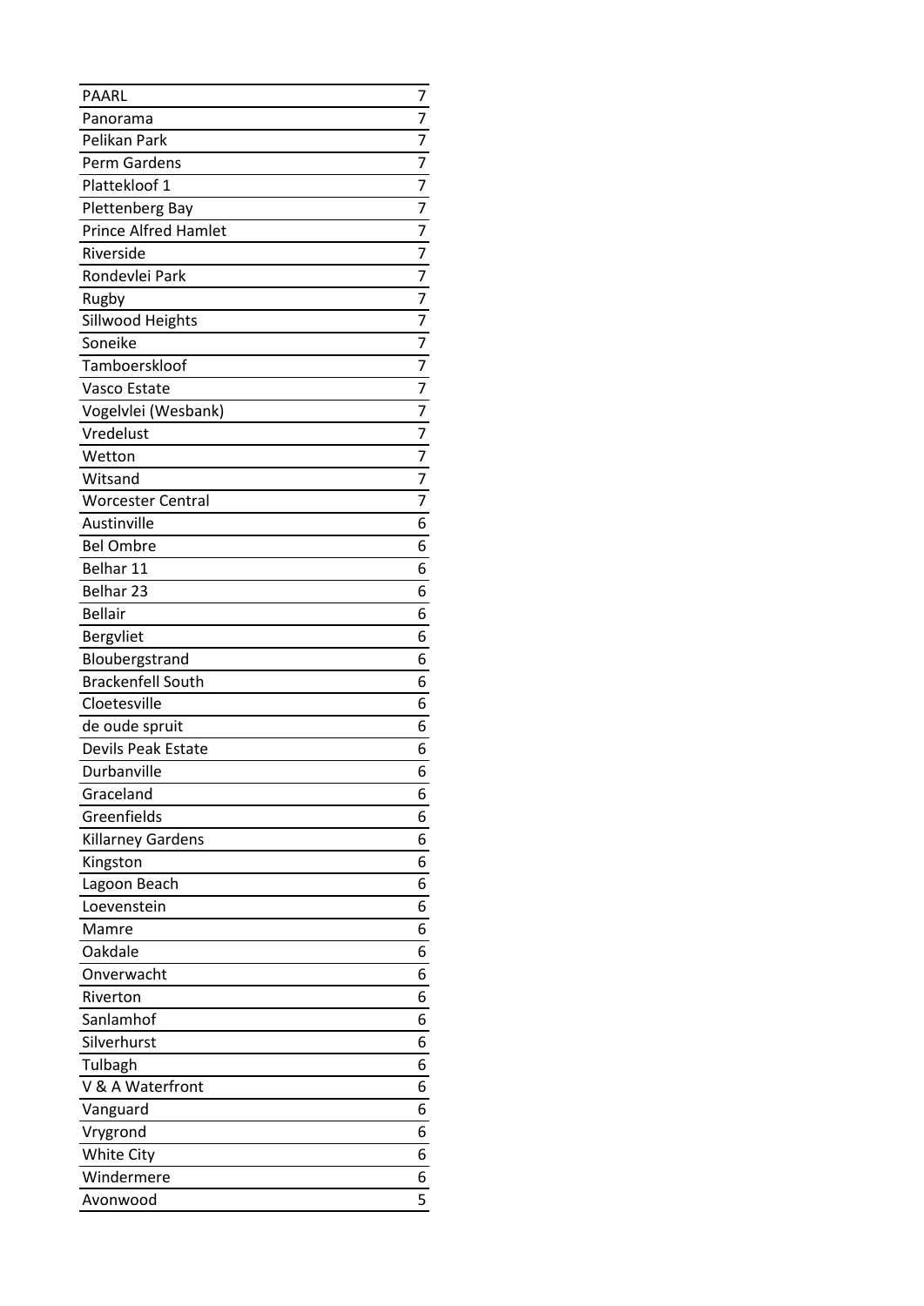| | |
|---|---|
| PAARL | 7 |
| Panorama | 7 |
| Pelikan Park | 7 |
| Perm Gardens | 7 |
| Plattekloof 1 | 7 |
| Plettenberg Bay | 7 |
| Prince Alfred Hamlet | 7 |
| Riverside | 7 |
| Rondevlei Park | 7 |
| Rugby | 7 |
| Sillwood Heights | 7 |
| Soneike | 7 |
| Tamboerskloof | 7 |
| Vasco Estate | 7 |
| Vogelvlei (Wesbank) | 7 |
| Vredelust | 7 |
| Wetton | 7 |
| Witsand | 7 |
| Worcester Central | 7 |
| Austinville | 6 |
| Bel Ombre | 6 |
| Belhar 11 | 6 |
| Belhar 23 | 6 |
| Bellair | 6 |
| Bergvliet | 6 |
| Bloubergstrand | 6 |
| Brackenfell South | 6 |
| Cloetesville | 6 |
| de oude spruit | 6 |
| Devils Peak Estate | 6 |
| Durbanville | 6 |
| Graceland | 6 |
| Greenfields | 6 |
| Killarney Gardens | 6 |
| Kingston | 6 |
| Lagoon Beach | 6 |
| Loevenstein | 6 |
| Mamre | 6 |
| Oakdale | 6 |
| Onverwacht | 6 |
| Riverton | 6 |
| Sanlamhof | 6 |
| Silverhurst | 6 |
| Tulbagh | 6 |
| V & A Waterfront | 6 |
| Vanguard | 6 |
| Vrygrond | 6 |
| White City | 6 |
| Windermere | 6 |
| Avonwood | 5 |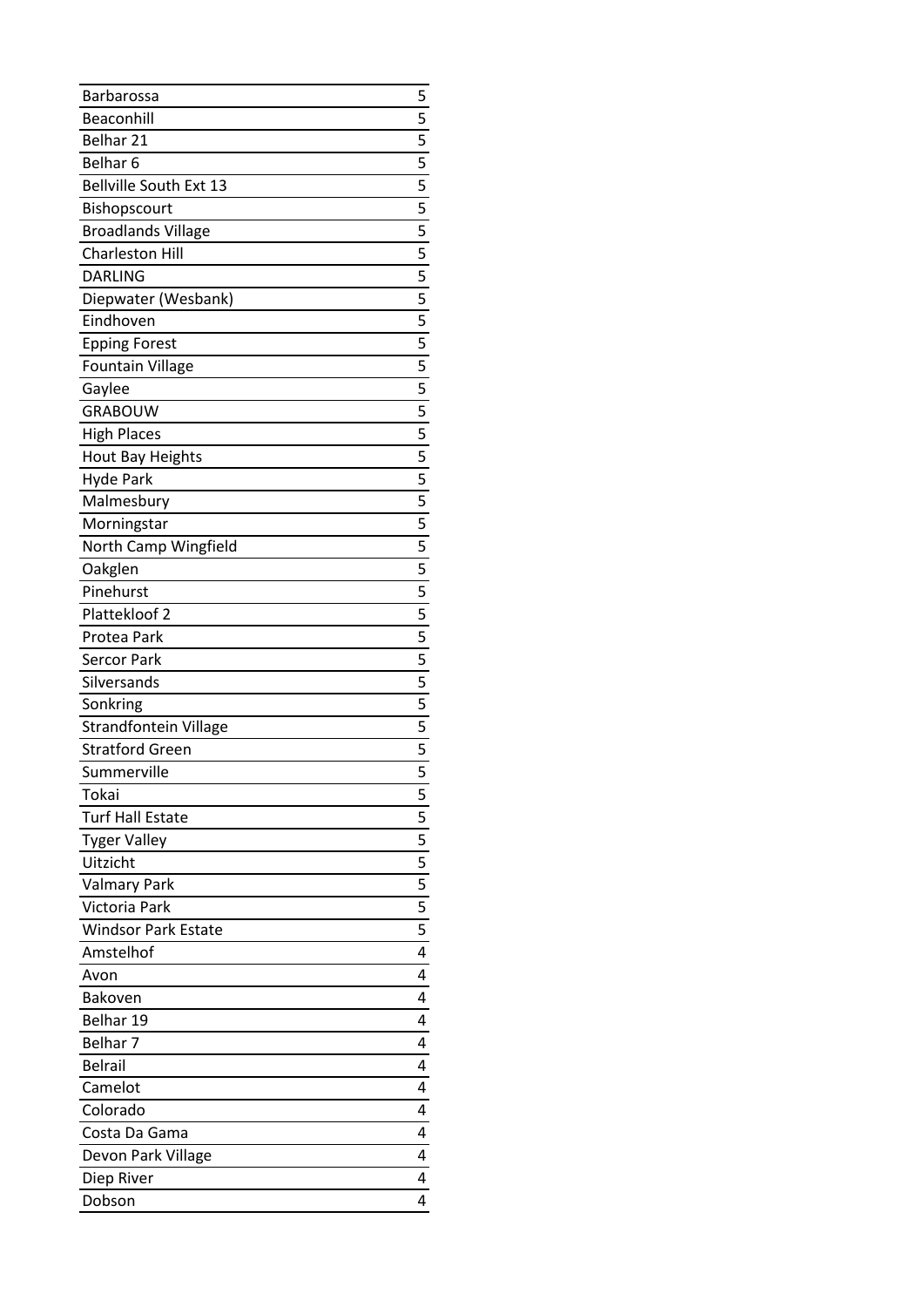| | |
|---|---|
| Barbarossa | 5 |
| Beaconhill | 5 |
| Belhar 21 | 5 |
| Belhar 6 | 5 |
| Bellville South Ext 13 | 5 |
| Bishopscourt | 5 |
| Broadlands Village | 5 |
| Charleston Hill | 5 |
| DARLING | 5 |
| Diepwater (Wesbank) | 5 |
| Eindhoven | 5 |
| Epping Forest | 5 |
| Fountain Village | 5 |
| Gaylee | 5 |
| GRABOUW | 5 |
| High Places | 5 |
| Hout Bay Heights | 5 |
| Hyde Park | 5 |
| Malmesbury | 5 |
| Morningstar | 5 |
| North Camp Wingfield | 5 |
| Oakglen | 5 |
| Pinehurst | 5 |
| Plattekloof 2 | 5 |
| Protea Park | 5 |
| Sercor Park | 5 |
| Silversands | 5 |
| Sonkring | 5 |
| Strandfontein Village | 5 |
| Stratford Green | 5 |
| Summerville | 5 |
| Tokai | 5 |
| Turf Hall Estate | 5 |
| Tyger Valley | 5 |
| Uitzicht | 5 |
| Valmary Park | 5 |
| Victoria Park | 5 |
| Windsor Park Estate | 5 |
| Amstelhof | 4 |
| Avon | 4 |
| Bakoven | 4 |
| Belhar 19 | 4 |
| Belhar 7 | 4 |
| Belrail | 4 |
| Camelot | 4 |
| Colorado | 4 |
| Costa Da Gama | 4 |
| Devon Park Village | 4 |
| Diep River | 4 |
| Dobson | 4 |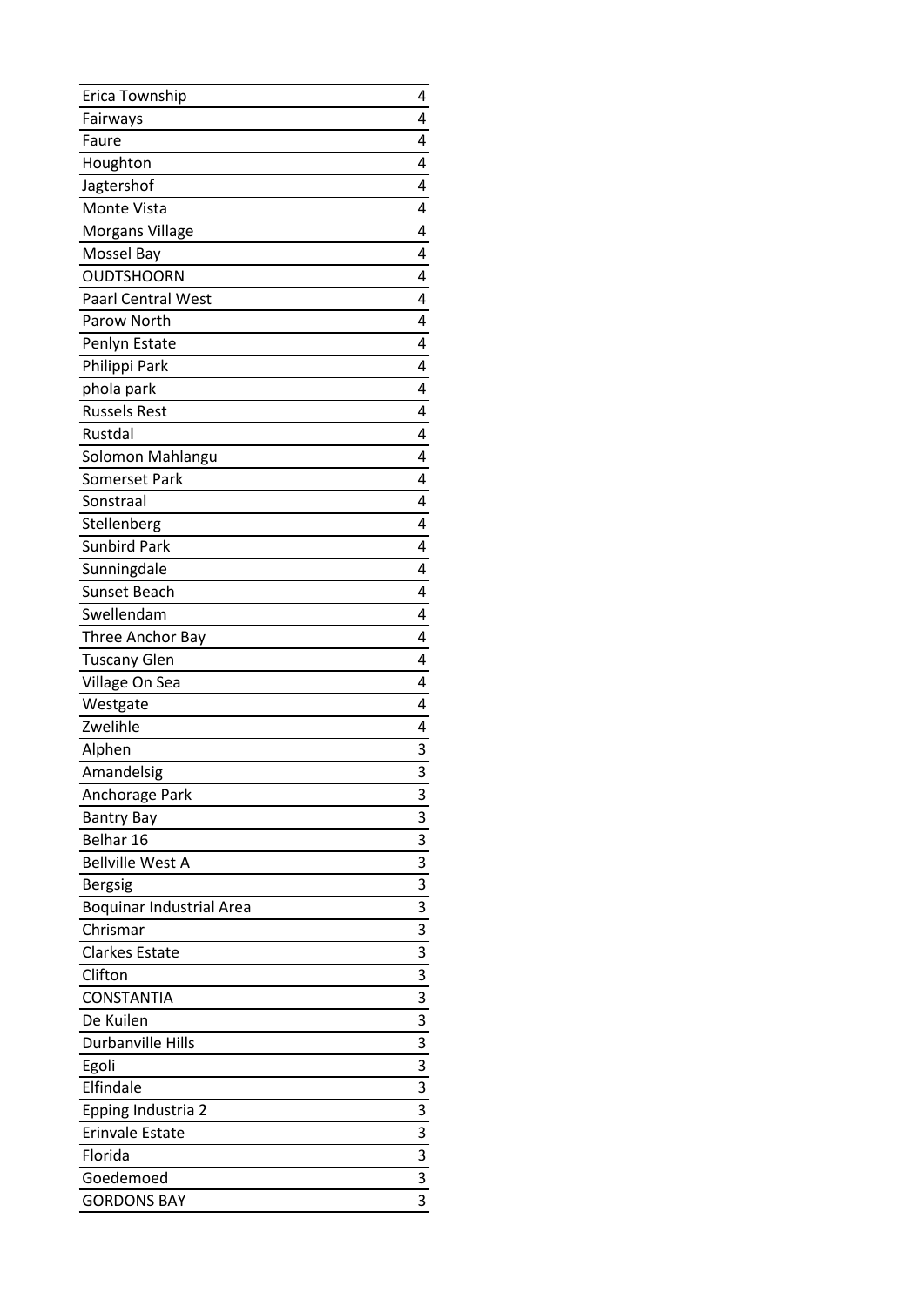| Erica Township | 4 |
|---|---|
| Fairways | 4 |
| Faure | 4 |
| Houghton | 4 |
| Jagtershof | 4 |
| Monte Vista | 4 |
| Morgans Village | 4 |
| Mossel Bay | 4 |
| OUDTSHOORN | 4 |
| Paarl Central West | 4 |
| Parow North | 4 |
| Penlyn Estate | 4 |
| Philippi Park | 4 |
| phola park | 4 |
| Russels Rest | 4 |
| Rustdal | 4 |
| Solomon Mahlangu | 4 |
| Somerset Park | 4 |
| Sonstraal | 4 |
| Stellenberg | 4 |
| Sunbird Park | 4 |
| Sunningdale | 4 |
| Sunset Beach | 4 |
| Swellendam | 4 |
| Three Anchor Bay | 4 |
| Tuscany Glen | 4 |
| Village On Sea | 4 |
| Westgate | 4 |
| Zwelihle | 4 |
| Alphen | 3 |
| Amandelsig | 3 |
| Anchorage Park | 3 |
| Bantry Bay | 3 |
| Belhar 16 | 3 |
| Bellville West A | 3 |
| Bergsig | 3 |
| Boquinar Industrial Area | 3 |
| Chrismar | 3 |
| Clarkes Estate | 3 |
| Clifton | 3 |
| CONSTANTIA | 3 |
| De Kuilen | 3 |
| Durbanville Hills | 3 |
| Egoli | 3 |
| Elfindale | 3 |
| Epping Industria 2 | 3 |
| Erinvale Estate | 3 |
| Florida | 3 |
| Goedemoed | 3 |
| GORDONS BAY | 3 |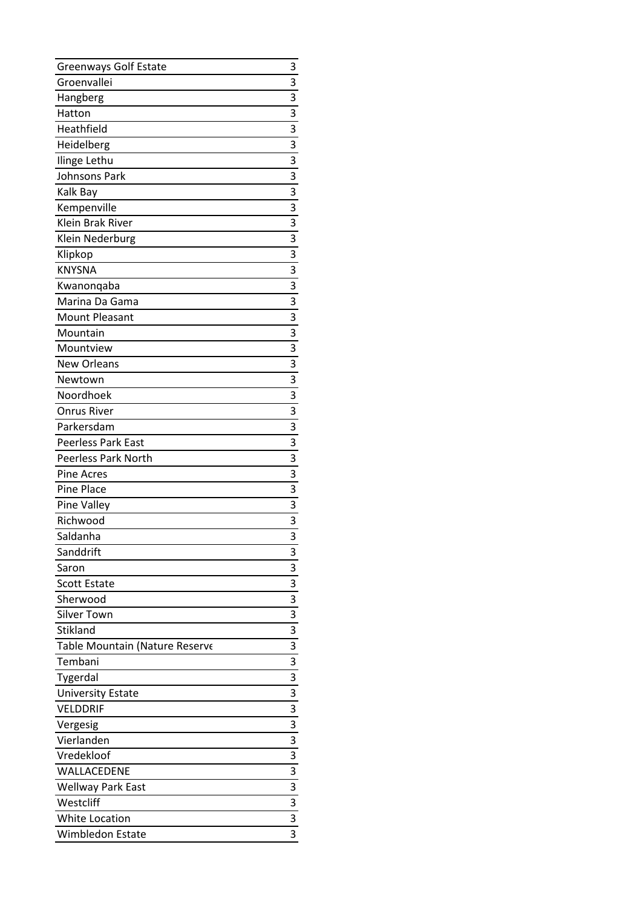| | |
|---|---|
| Greenways Golf Estate | 3 |
| Groenvallei | 3 |
| Hangberg | 3 |
| Hatton | 3 |
| Heathfield | 3 |
| Heidelberg | 3 |
| Ilinge Lethu | 3 |
| Johnsons Park | 3 |
| Kalk Bay | 3 |
| Kempenville | 3 |
| Klein Brak River | 3 |
| Klein Nederburg | 3 |
| Klipkop | 3 |
| KNYSNA | 3 |
| Kwanonqaba | 3 |
| Marina Da Gama | 3 |
| Mount Pleasant | 3 |
| Mountain | 3 |
| Mountview | 3 |
| New Orleans | 3 |
| Newtown | 3 |
| Noordhoek | 3 |
| Onrus River | 3 |
| Parkersdam | 3 |
| Peerless Park East | 3 |
| Peerless Park North | 3 |
| Pine Acres | 3 |
| Pine Place | 3 |
| Pine Valley | 3 |
| Richwood | 3 |
| Saldanha | 3 |
| Sanddrift | 3 |
| Saron | 3 |
| Scott Estate | 3 |
| Sherwood | 3 |
| Silver Town | 3 |
| Stikland | 3 |
| Table Mountain (Nature Reserve | 3 |
| Tembani | 3 |
| Tygerdal | 3 |
| University Estate | 3 |
| VELDDRIF | 3 |
| Vergesig | 3 |
| Vierlanden | 3 |
| Vredekloof | 3 |
| WALLACEDENE | 3 |
| Wellway Park East | 3 |
| Westcliff | 3 |
| White Location | 3 |
| Wimbledon Estate | 3 |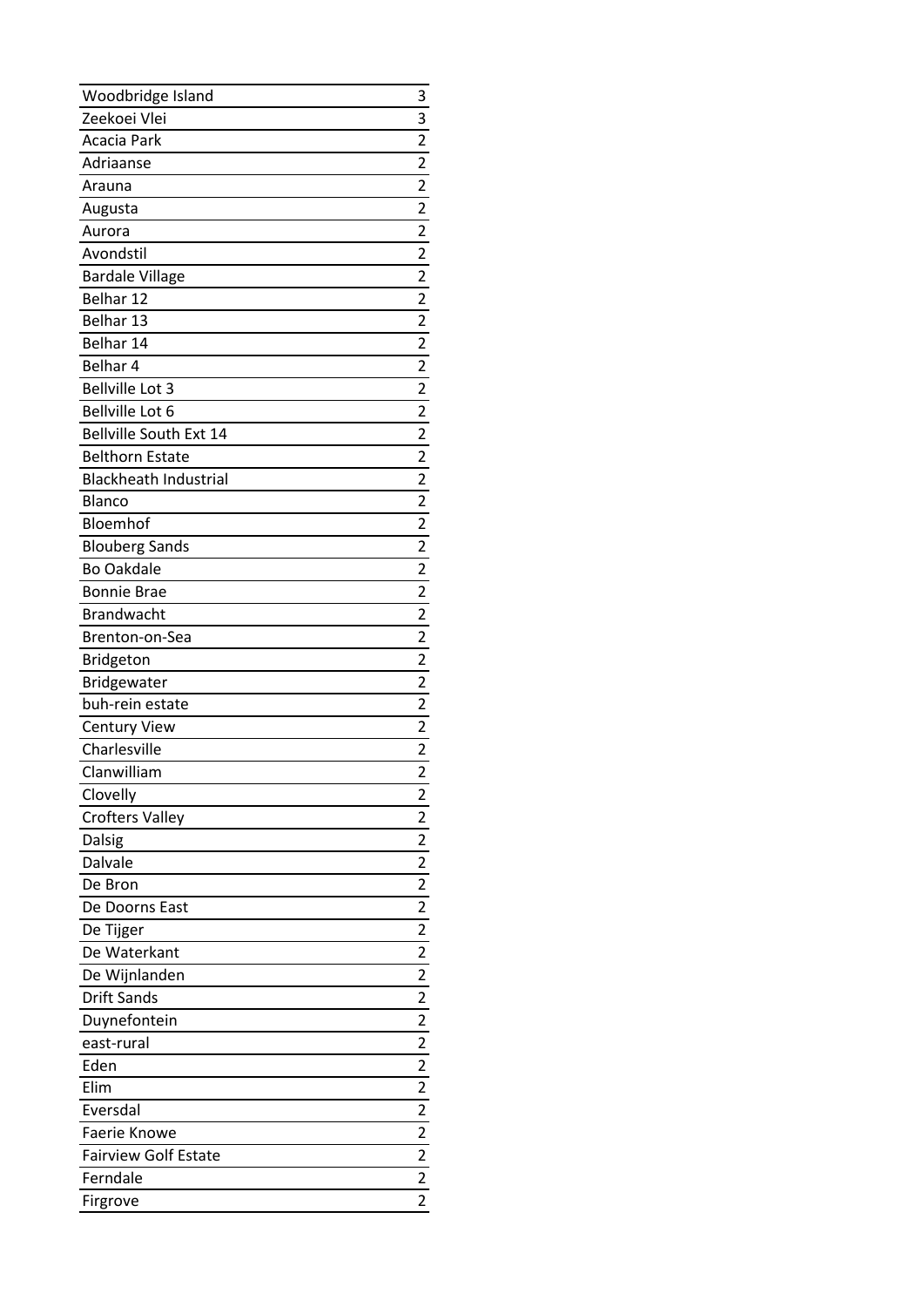| | |
|---|---|
| Woodbridge Island | 3 |
| Zeekoei Vlei | 3 |
| Acacia Park | 2 |
| Adriaanse | 2 |
| Arauna | 2 |
| Augusta | 2 |
| Aurora | 2 |
| Avondstil | 2 |
| Bardale Village | 2 |
| Belhar 12 | 2 |
| Belhar 13 | 2 |
| Belhar 14 | 2 |
| Belhar 4 | 2 |
| Bellville Lot 3 | 2 |
| Bellville Lot 6 | 2 |
| Bellville South Ext 14 | 2 |
| Belthorn Estate | 2 |
| Blackheath Industrial | 2 |
| Blanco | 2 |
| Bloemhof | 2 |
| Blouberg Sands | 2 |
| Bo Oakdale | 2 |
| Bonnie Brae | 2 |
| Brandwacht | 2 |
| Brenton-on-Sea | 2 |
| Bridgeton | 2 |
| Bridgewater | 2 |
| buh-rein estate | 2 |
| Century View | 2 |
| Charlesville | 2 |
| Clanwilliam | 2 |
| Clovelly | 2 |
| Crofters Valley | 2 |
| Dalsig | 2 |
| Dalvale | 2 |
| De Bron | 2 |
| De Doorns East | 2 |
| De Tijger | 2 |
| De Waterkant | 2 |
| De Wijnlanden | 2 |
| Drift Sands | 2 |
| Duynefontein | 2 |
| east-rural | 2 |
| Eden | 2 |
| Elim | 2 |
| Eversdal | 2 |
| Faerie Knowe | 2 |
| Fairview Golf Estate | 2 |
| Ferndale | 2 |
| Firgrove | 2 |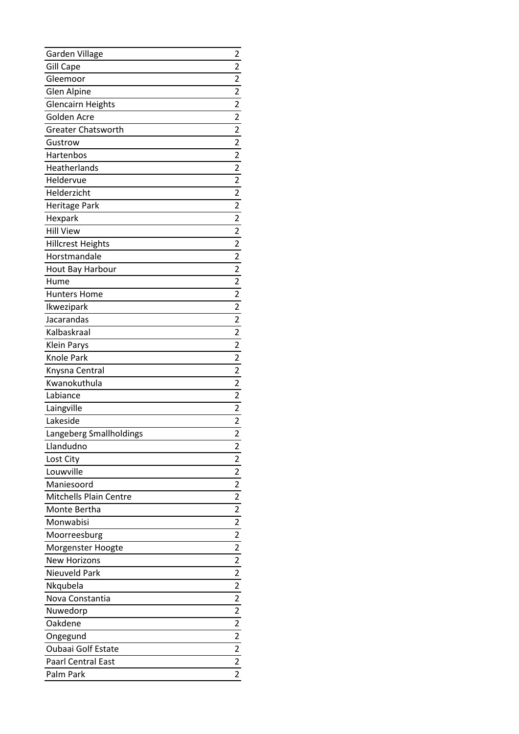| Garden Village | 2 |
|---|---|
| Gill Cape | 2 |
| Gleemoor | 2 |
| Glen Alpine | 2 |
| Glencairn Heights | 2 |
| Golden Acre | 2 |
| Greater Chatsworth | 2 |
| Gustrow | 2 |
| Hartenbos | 2 |
| Heatherlands | 2 |
| Heldervue | 2 |
| Helderzicht | 2 |
| Heritage Park | 2 |
| Hexpark | 2 |
| Hill View | 2 |
| Hillcrest Heights | 2 |
| Horstmandale | 2 |
| Hout Bay Harbour | 2 |
| Hume | 2 |
| Hunters Home | 2 |
| Ikwezipark | 2 |
| Jacarandas | 2 |
| Kalbaskraal | 2 |
| Klein Parys | 2 |
| Knole Park | 2 |
| Knysna Central | 2 |
| Kwanokuthula | 2 |
| Labiance | 2 |
| Laingville | 2 |
| Lakeside | 2 |
| Langeberg Smallholdings | 2 |
| Llandudno | 2 |
| Lost City | 2 |
| Louwville | 2 |
| Maniesoord | 2 |
| Mitchells Plain Centre | 2 |
| Monte Bertha | 2 |
| Monwabisi | 2 |
| Moorreesburg | 2 |
| Morgenster Hoogte | 2 |
| New Horizons | 2 |
| Nieuveld Park | 2 |
| Nkqubela | 2 |
| Nova Constantia | 2 |
| Nuwedorp | 2 |
| Oakdene | 2 |
| Ongegund | 2 |
| Oubaai Golf Estate | 2 |
| Paarl Central East | 2 |
| Palm Park | 2 |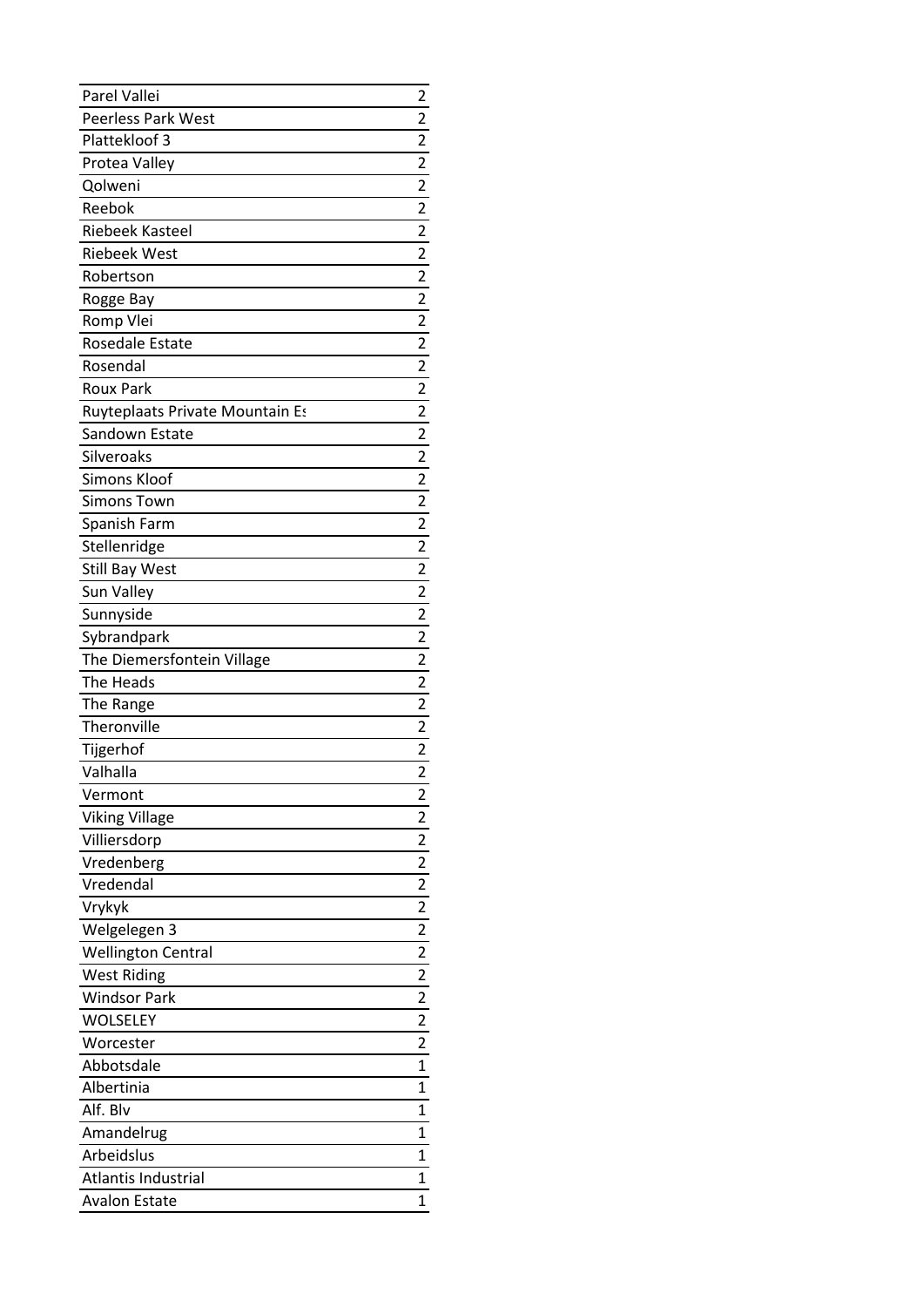| Parel Vallei | 2 |
|---|---|
| Peerless Park West | 2 |
| Plattekloof 3 | 2 |
| Protea Valley | 2 |
| Qolweni | 2 |
| Reebok | 2 |
| Riebeek Kasteel | 2 |
| Riebeek West | 2 |
| Robertson | 2 |
| Rogge Bay | 2 |
| Romp Vlei | 2 |
| Rosedale Estate | 2 |
| Rosendal | 2 |
| Roux Park | 2 |
| Ruyteplaats Private Mountain Es | 2 |
| Sandown Estate | 2 |
| Silveroaks | 2 |
| Simons Kloof | 2 |
| Simons Town | 2 |
| Spanish Farm | 2 |
| Stellenridge | 2 |
| Still Bay West | 2 |
| Sun Valley | 2 |
| Sunnyside | 2 |
| Sybrandpark | 2 |
| The Diemersfontein Village | 2 |
| The Heads | 2 |
| The Range | 2 |
| Theronville | 2 |
| Tijgerhof | 2 |
| Valhalla | 2 |
| Vermont | 2 |
| Viking Village | 2 |
| Villiersdorp | 2 |
| Vredenberg | 2 |
| Vredendal | 2 |
| Vrykyk | 2 |
| Welgelegen 3 | 2 |
| Wellington Central | 2 |
| West Riding | 2 |
| Windsor Park | 2 |
| WOLSELEY | 2 |
| Worcester | 2 |
| Abbotsdale | 1 |
| Albertinia | 1 |
| Alf. Blv | 1 |
| Amandelrug | 1 |
| Arbeidslus | 1 |
| Atlantis Industrial | 1 |
| Avalon Estate | 1 |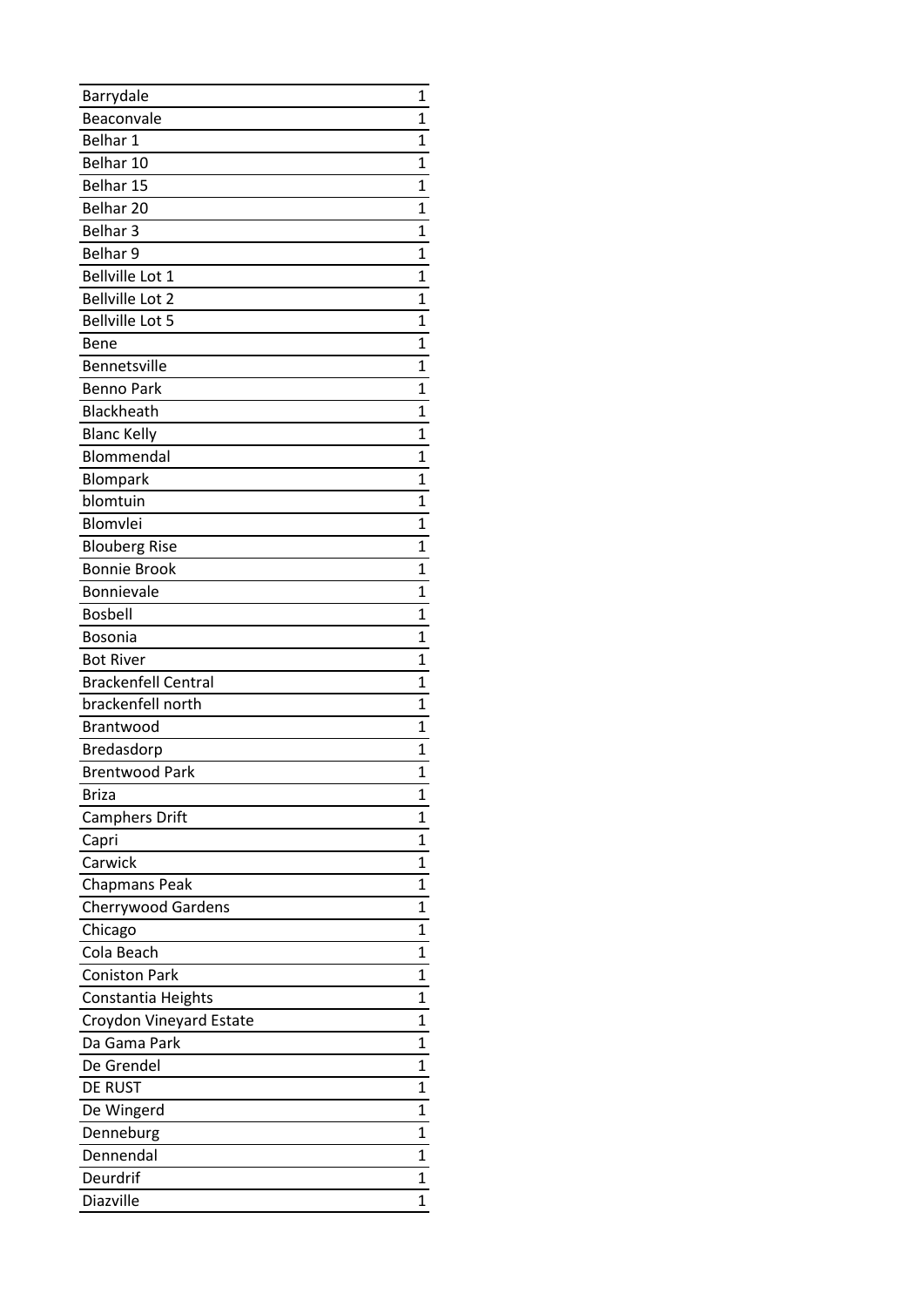| Barrydale | 1 |
|---|---|
| Beaconvale | 1 |
| Belhar 1 | 1 |
| Belhar 10 | 1 |
| Belhar 15 | 1 |
| Belhar 20 | 1 |
| Belhar 3 | 1 |
| Belhar 9 | 1 |
| Bellville Lot 1 | 1 |
| Bellville Lot 2 | 1 |
| Bellville Lot 5 | 1 |
| Bene | 1 |
| Bennetsville | 1 |
| Benno Park | 1 |
| Blackheath | 1 |
| Blanc Kelly | 1 |
| Blommendal | 1 |
| Blompark | 1 |
| blomtuin | 1 |
| Blomvlei | 1 |
| Blouberg Rise | 1 |
| Bonnie Brook | 1 |
| Bonnievale | 1 |
| Bosbell | 1 |
| Bosonia | 1 |
| Bot River | 1 |
| Brackenfell Central | 1 |
| brackenfell north | 1 |
| Brantwood | 1 |
| Bredasdorp | 1 |
| Brentwood Park | 1 |
| Briza | 1 |
| Camphers Drift | 1 |
| Capri | 1 |
| Carwick | 1 |
| Chapmans Peak | 1 |
| Cherrywood Gardens | 1 |
| Chicago | 1 |
| Cola Beach | 1 |
| Coniston Park | 1 |
| Constantia Heights | 1 |
| Croydon Vineyard Estate | 1 |
| Da Gama Park | 1 |
| De Grendel | 1 |
| DE RUST | 1 |
| De Wingerd | 1 |
| Denneburg | 1 |
| Dennendal | 1 |
| Deurdrif | 1 |
| Diazville | 1 |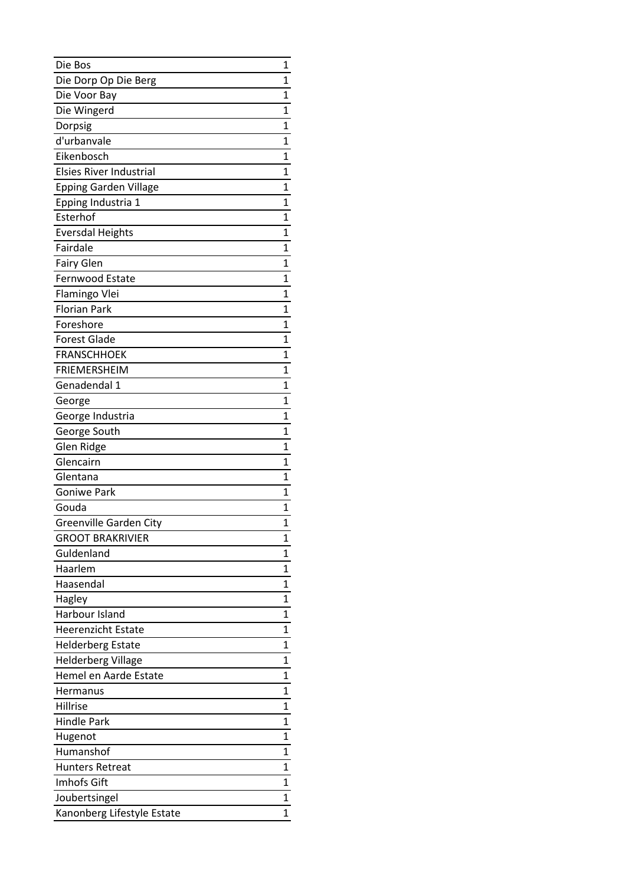| Die Bos | 1 |
|---|---|
| Die Dorp Op Die Berg | 1 |
| Die Voor Bay | 1 |
| Die Wingerd | 1 |
| Dorpsig | 1 |
| d'urbanvale | 1 |
| Eikenbosch | 1 |
| Elsies River Industrial | 1 |
| Epping Garden Village | 1 |
| Epping Industria 1 | 1 |
| Esterhof | 1 |
| Eversdal Heights | 1 |
| Fairdale | 1 |
| Fairy Glen | 1 |
| Fernwood Estate | 1 |
| Flamingo Vlei | 1 |
| Florian Park | 1 |
| Foreshore | 1 |
| Forest Glade | 1 |
| FRANSCHHOEK | 1 |
| FRIEMERSHEIM | 1 |
| Genadendal 1 | 1 |
| George | 1 |
| George Industria | 1 |
| George South | 1 |
| Glen Ridge | 1 |
| Glencairn | 1 |
| Glentana | 1 |
| Goniwe Park | 1 |
| Gouda | 1 |
| Greenville Garden City | 1 |
| GROOT BRAKRIVIER | 1 |
| Guldenland | 1 |
| Haarlem | 1 |
| Haasendal | 1 |
| Hagley | 1 |
| Harbour Island | 1 |
| Heerenzicht Estate | 1 |
| Helderberg Estate | 1 |
| Helderberg Village | 1 |
| Hemel en Aarde Estate | 1 |
| Hermanus | 1 |
| Hillrise | 1 |
| Hindle Park | 1 |
| Hugenot | 1 |
| Humanshof | 1 |
| Hunters Retreat | 1 |
| Imhofs Gift | 1 |
| Joubertsingel | 1 |
| Kanonberg Lifestyle Estate | 1 |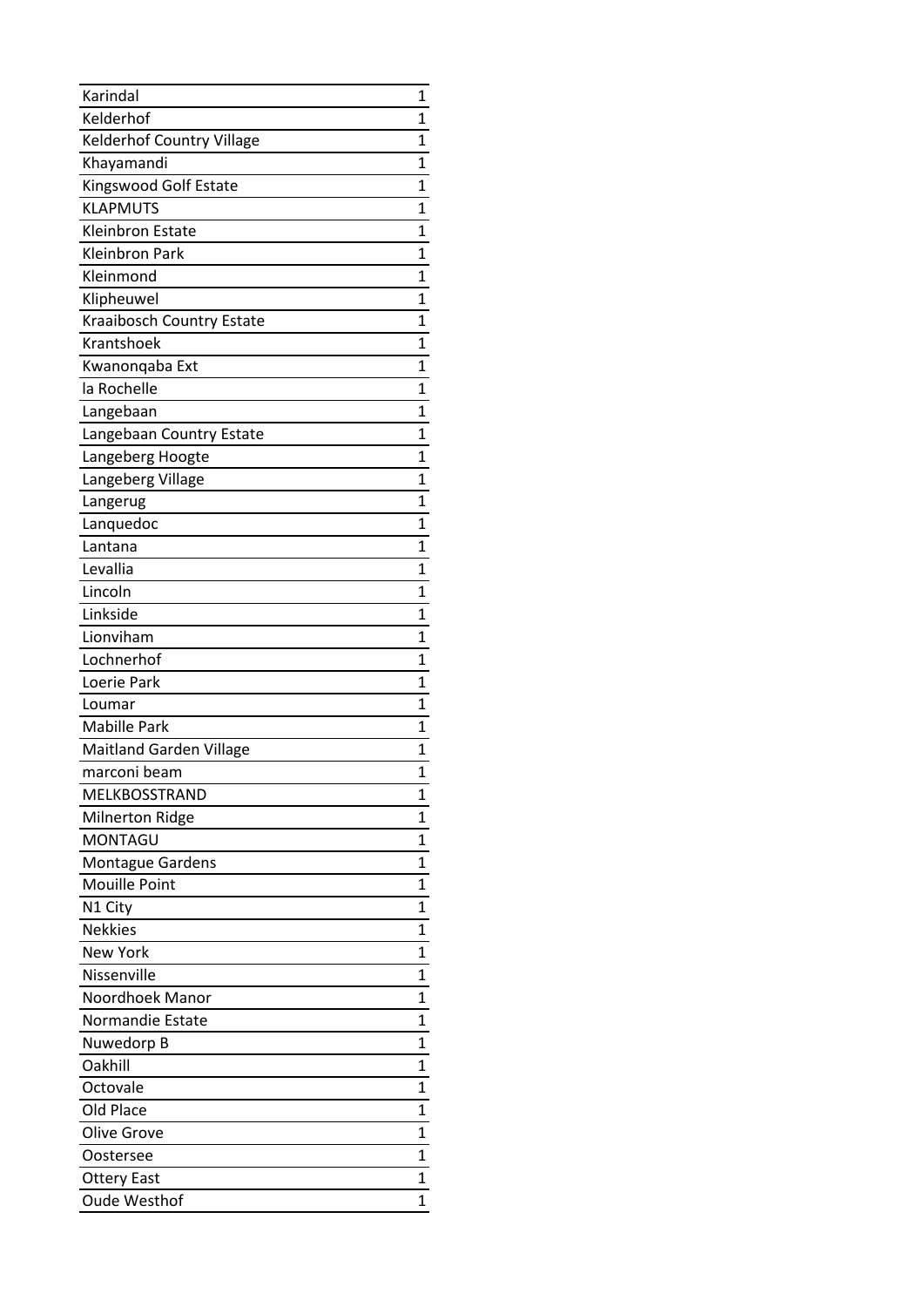| | |
|---|---|
| Karindal | 1 |
| Kelderhof | 1 |
| Kelderhof Country Village | 1 |
| Khayamandi | 1 |
| Kingswood Golf Estate | 1 |
| KLAPMUTS | 1 |
| Kleinbron Estate | 1 |
| Kleinbron Park | 1 |
| Kleinmond | 1 |
| Klipheuwel | 1 |
| Kraaibosch Country Estate | 1 |
| Krantshoek | 1 |
| Kwanonqaba Ext | 1 |
| la Rochelle | 1 |
| Langebaan | 1 |
| Langebaan Country Estate | 1 |
| Langeberg Hoogte | 1 |
| Langeberg Village | 1 |
| Langerug | 1 |
| Lanquedoc | 1 |
| Lantana | 1 |
| Levallia | 1 |
| Lincoln | 1 |
| Linkside | 1 |
| Lionviham | 1 |
| Lochnerhof | 1 |
| Loerie Park | 1 |
| Loumar | 1 |
| Mabille Park | 1 |
| Maitland Garden Village | 1 |
| marconi beam | 1 |
| MELKBOSSTRAND | 1 |
| Milnerton Ridge | 1 |
| MONTAGU | 1 |
| Montague Gardens | 1 |
| Mouille Point | 1 |
| N1 City | 1 |
| Nekkies | 1 |
| New York | 1 |
| Nissenville | 1 |
| Noordhoek Manor | 1 |
| Normandie Estate | 1 |
| Nuwedorp B | 1 |
| Oakhill | 1 |
| Octovale | 1 |
| Old Place | 1 |
| Olive Grove | 1 |
| Oostersee | 1 |
| Ottery East | 1 |
| Oude Westhof | 1 |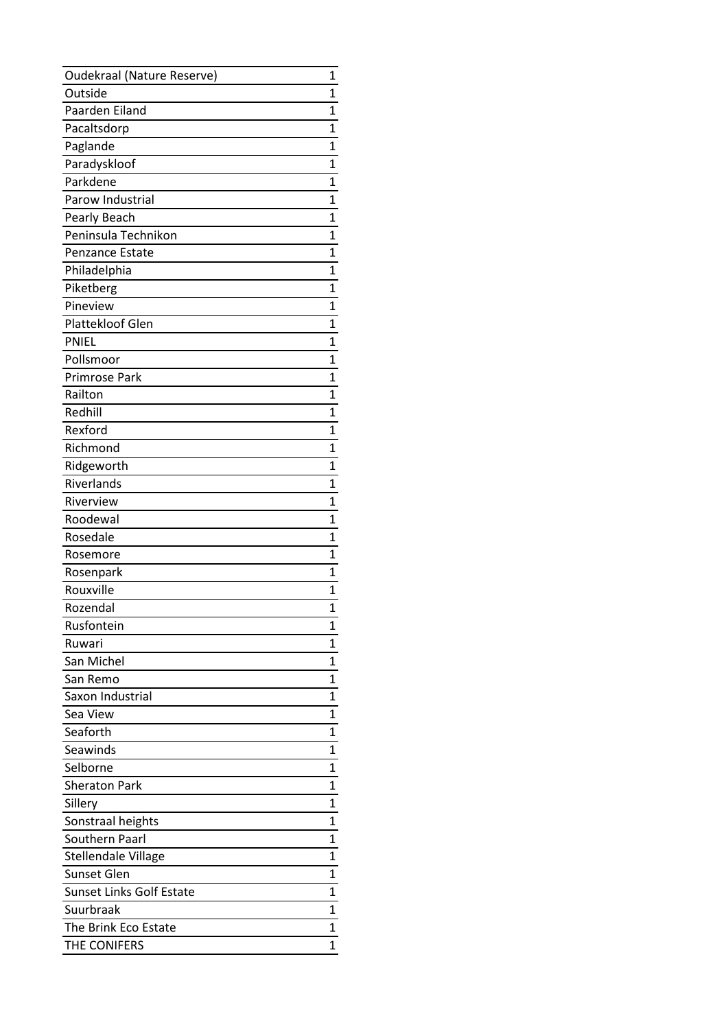| | |
|---|---|
| Oudekraal (Nature Reserve) | 1 |
| Outside | 1 |
| Paarden Eiland | 1 |
| Pacaltsdorp | 1 |
| Paglande | 1 |
| Paradyskloof | 1 |
| Parkdene | 1 |
| Parow Industrial | 1 |
| Pearly Beach | 1 |
| Peninsula Technikon | 1 |
| Penzance Estate | 1 |
| Philadelphia | 1 |
| Piketberg | 1 |
| Pineview | 1 |
| Plattekloof Glen | 1 |
| PNIEL | 1 |
| Pollsmoor | 1 |
| Primrose Park | 1 |
| Railton | 1 |
| Redhill | 1 |
| Rexford | 1 |
| Richmond | 1 |
| Ridgeworth | 1 |
| Riverlands | 1 |
| Riverview | 1 |
| Roodewal | 1 |
| Rosedale | 1 |
| Rosemore | 1 |
| Rosenpark | 1 |
| Rouxville | 1 |
| Rozendal | 1 |
| Rusfontein | 1 |
| Ruwari | 1 |
| San Michel | 1 |
| San Remo | 1 |
| Saxon Industrial | 1 |
| Sea View | 1 |
| Seaforth | 1 |
| Seawinds | 1 |
| Selborne | 1 |
| Sheraton Park | 1 |
| Sillery | 1 |
| Sonstraal heights | 1 |
| Southern Paarl | 1 |
| Stellendale Village | 1 |
| Sunset Glen | 1 |
| Sunset Links Golf Estate | 1 |
| Suurbraak | 1 |
| The Brink Eco Estate | 1 |
| THE CONIFERS | 1 |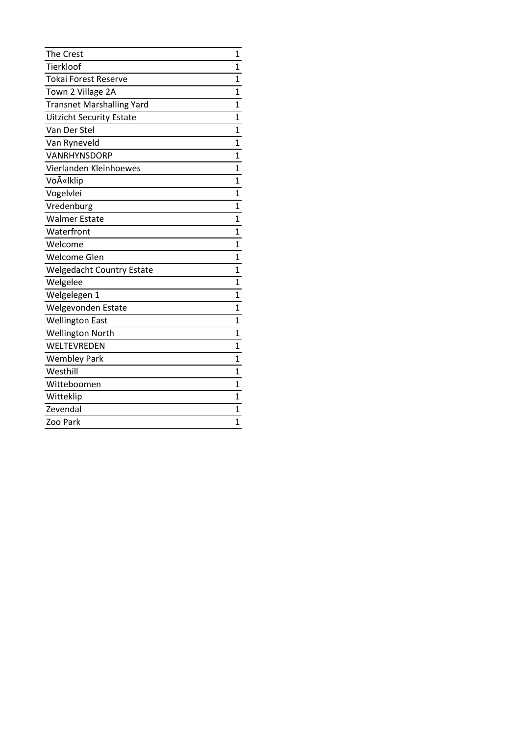| | |
|---|---|
| The Crest | 1 |
| Tierkloof | 1 |
| Tokai Forest Reserve | 1 |
| Town 2 Village 2A | 1 |
| Transnet Marshalling Yard | 1 |
| Uitzicht Security Estate | 1 |
| Van Der Stel | 1 |
| Van Ryneveld | 1 |
| VANRHYNSDORP | 1 |
| Vierlanden Kleinhoewes | 1 |
| VoÃ«lklip | 1 |
| Vogelvlei | 1 |
| Vredenburg | 1 |
| Walmer Estate | 1 |
| Waterfront | 1 |
| Welcome | 1 |
| Welcome Glen | 1 |
| Welgedacht Country Estate | 1 |
| Welgelee | 1 |
| Welgelegen 1 | 1 |
| Welgevonden Estate | 1 |
| Wellington East | 1 |
| Wellington North | 1 |
| WELTEVREDEN | 1 |
| Wembley Park | 1 |
| Westhill | 1 |
| Witteboomen | 1 |
| Witteklip | 1 |
| Zevendal | 1 |
| Zoo Park | 1 |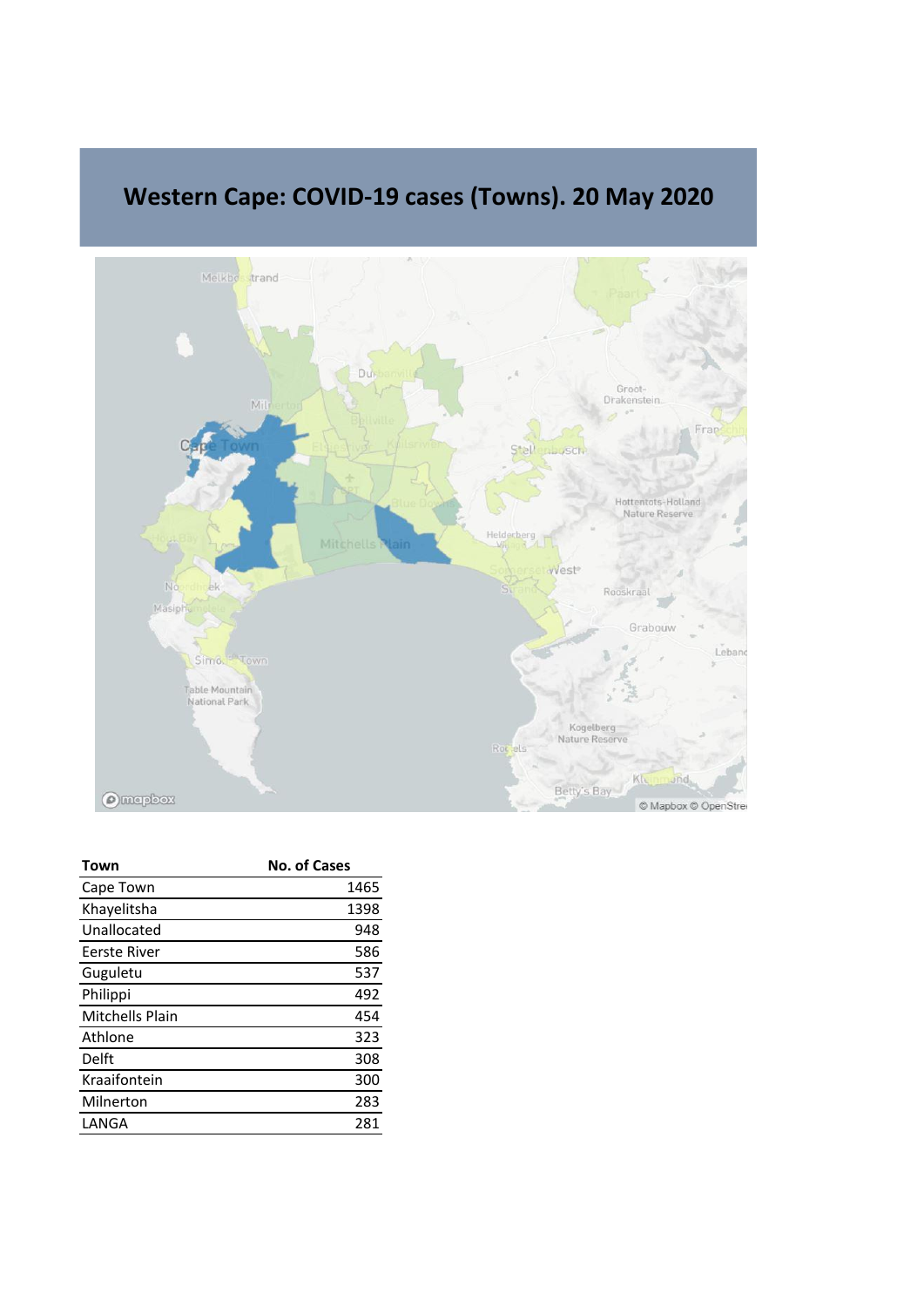# Western Cape: COVID-19 cases (Towns). 20 May 2020

| Town | No. of Cases |
|---|---|
| Cape Town | 1465 |
| Khayelitsha | 1398 |
| Unallocated | 948 |
| Eerste River | 586 |
| Guguletu | 537 |
| Philippi | 492 |
| Mitchells Plain | 454 |
| Athlone | 323 |
| Delft | 308 |
| Kraaifontein | 300 |
| Milnerton | 283 |
| LANGA | 281 |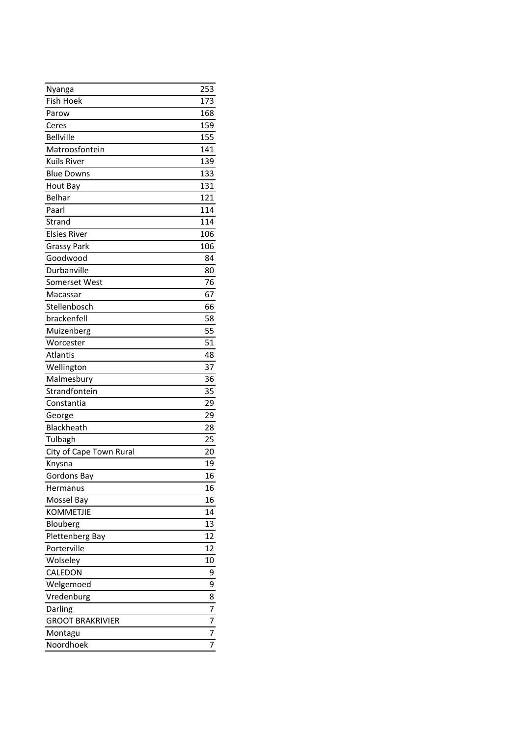| | |
|---|---|
| Nyanga | 253 |
| Fish Hoek | 173 |
| Parow | 168 |
| Ceres | 159 |
| Bellville | 155 |
| Matroosfontein | 141 |
| Kuils River | 139 |
| Blue Downs | 133 |
| Hout Bay | 131 |
| Belhar | 121 |
| Paarl | 114 |
| Strand | 114 |
| Elsies River | 106 |
| Grassy Park | 106 |
| Goodwood | 84 |
| Durbanville | 80 |
| Somerset West | 76 |
| Macassar | 67 |
| Stellenbosch | 66 |
| brackenfell | 58 |
| Muizenberg | 55 |
| Worcester | 51 |
| Atlantis | 48 |
| Wellington | 37 |
| Malmesbury | 36 |
| Strandfontein | 35 |
| Constantia | 29 |
| George | 29 |
| Blackheath | 28 |
| Tulbagh | 25 |
| City of Cape Town Rural | 20 |
| Knysna | 19 |
| Gordons Bay | 16 |
| Hermanus | 16 |
| Mossel Bay | 16 |
| KOMMETJIE | 14 |
| Blouberg | 13 |
| Plettenberg Bay | 12 |
| Porterville | 12 |
| Wolseley | 10 |
| CALEDON | 9 |
| Welgemoed | 9 |
| Vredenburg | 8 |
| Darling | 7 |
| GROOT BRAKRIVIER | 7 |
| Montagu | 7 |
| Noordhoek | 7 |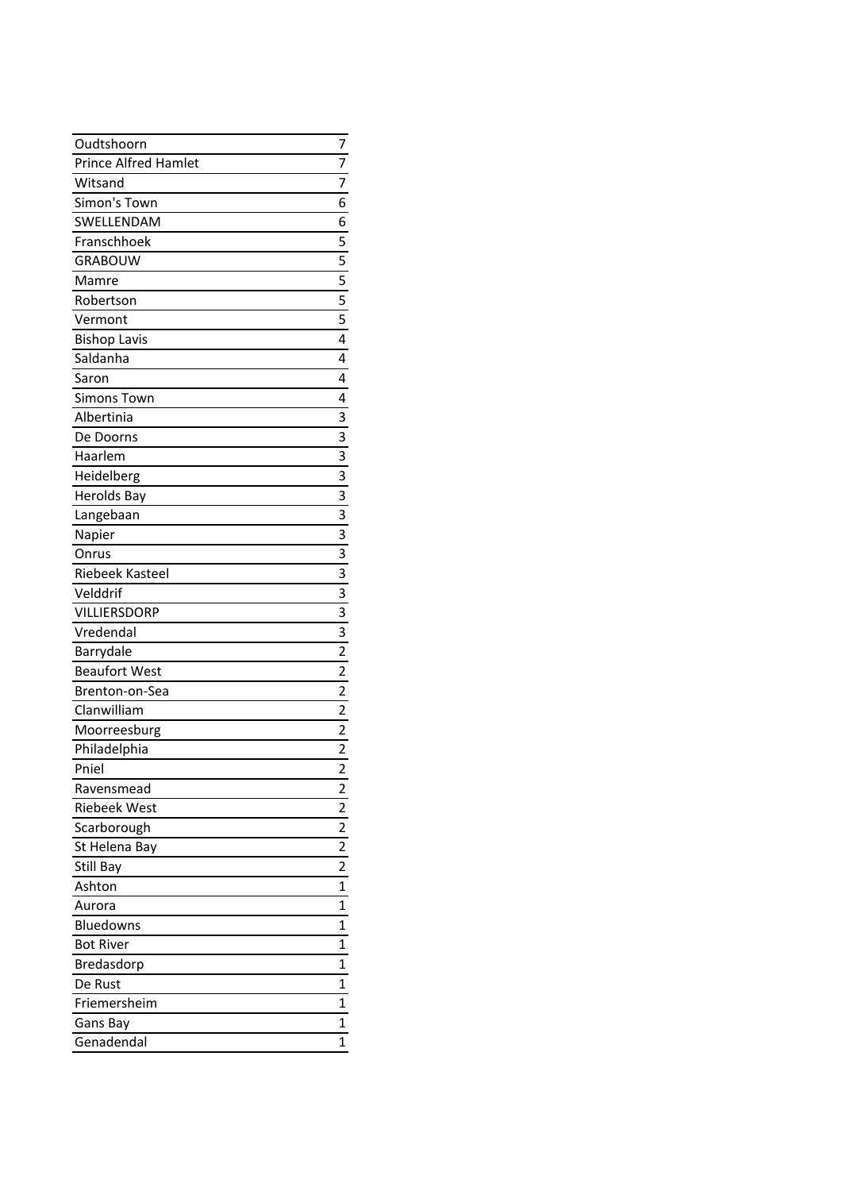| | |
|---|---|
| Oudtshoorn | 7 |
| Prince Alfred Hamlet | 7 |
| Witsand | 7 |
| Simon's Town | 6 |
| SWELLENDAM | 6 |
| Franschhoek | 5 |
| GRABOUW | 5 |
| Mamre | 5 |
| Robertson | 5 |
| Vermont | 5 |
| Bishop Lavis | 4 |
| Saldanha | 4 |
| Saron | 4 |
| Simons Town | 4 |
| Albertinia | 3 |
| De Doorns | 3 |
| Haarlem | 3 |
| Heidelberg | 3 |
| Herolds Bay | 3 |
| Langebaan | 3 |
| Napier | 3 |
| Onrus | 3 |
| Riebeek Kasteel | 3 |
| Velddrif | 3 |
| VILLIERSDORP | 3 |
| Vredendal | 3 |
| Barrydale | 2 |
| Beaufort West | 2 |
| Brenton-on-Sea | 2 |
| Clanwilliam | 2 |
| Moorreesburg | 2 |
| Philadelphia | 2 |
| Pniel | 2 |
| Ravensmead | 2 |
| Riebeek West | 2 |
| Scarborough | 2 |
| St Helena Bay | 2 |
| Still Bay | 2 |
| Ashton | 1 |
| Aurora | 1 |
| Bluedowns | 1 |
| Bot River | 1 |
| Bredasdorp | 1 |
| De Rust | 1 |
| Friemersheim | 1 |
| Gans Bay | 1 |
| Genadendal | 1 |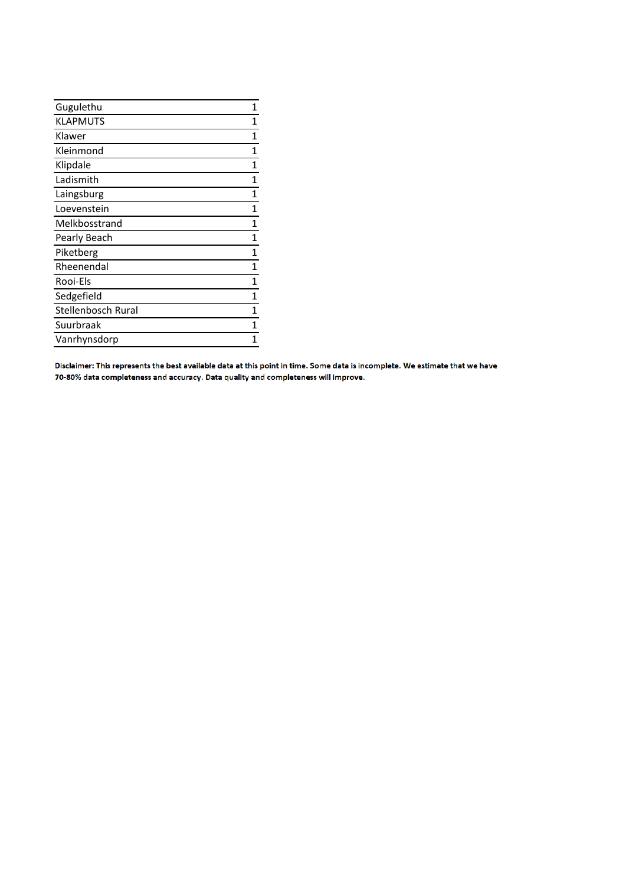| | |
|---|---|
| Gugulethu | 1 |
| KLAPMUTS | 1 |
| Klawer | 1 |
| Kleinmond | 1 |
| Klipdale | 1 |
| Ladismith | 1 |
| Laingsburg | 1 |
| Loevenstein | 1 |
| Melkbosstrand | 1 |
| Pearly Beach | 1 |
| Piketberg | 1 |
| Rheenendal | 1 |
| Rooi-Els | 1 |
| Sedgefield | 1 |
| Stellenbosch Rural | 1 |
| Suurbraak | 1 |
| Vanrhynsdorp | 1 |

**Disclaimer: This represents the best available data at this point in time. Some data is incomplete. We estimate that we have 70-80% data completeness and accuracy. Data quality and completeness will improve.**